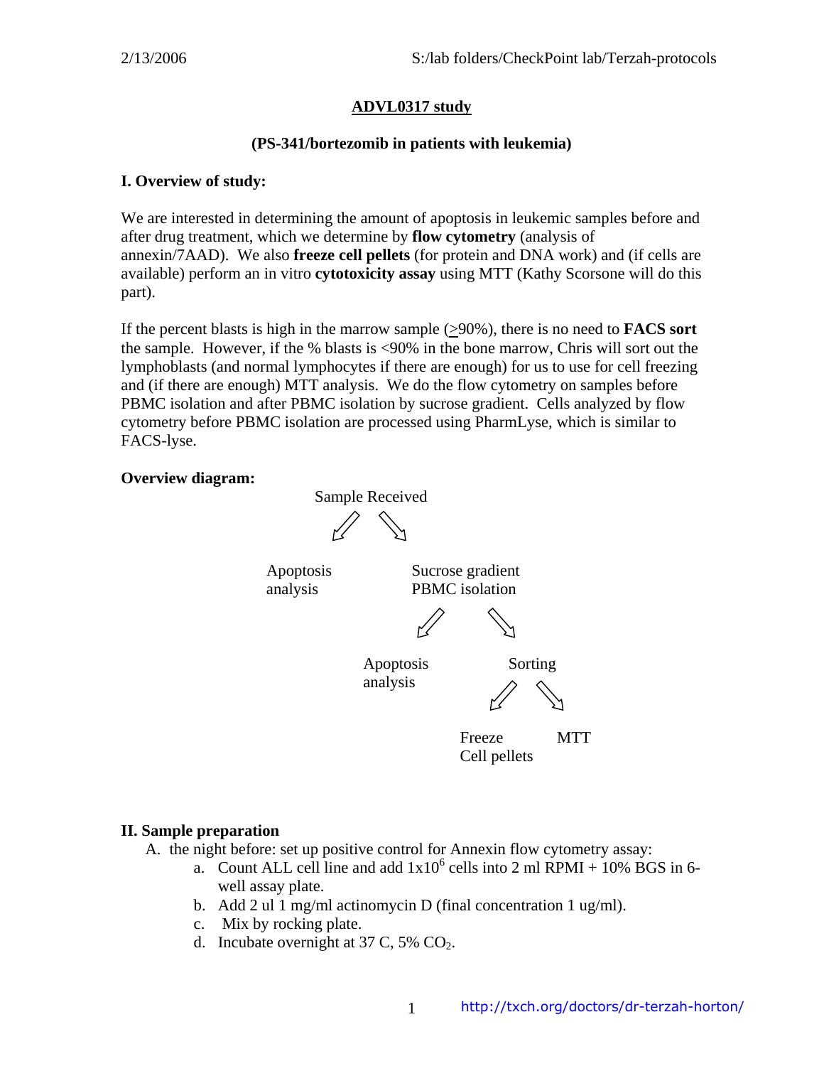## ADVL0317 study

### (PS-341/bortezomib in patients with leukemia)

### I. Overview of study:

We are interested in determining the amount of apoptosis in leukemic samples before and after drug treatment, which we determine by **flow cytometry** (analysis of annexin/7AAD). We also **freeze cell pellets** (for protein and DNA work) and (if cells are available) perform an in vitro **cytotoxicity assay** using MTT (Kathy Scorsone will do this part).

If the percent blasts is high in the marrow sample (≥90%), there is no need to **FACS sort** the sample. However, if the % blasts is <90% in the bone marrow, Chris will sort out the lymphoblasts (and normal lymphocytes if there are enough) for us to use for cell freezing and (if there are enough) MTT analysis. We do the flow cytometry on samples before PBMC isolation and after PBMC isolation by sucrose gradient. Cells analyzed by flow cytometry before PBMC isolation are processed using PharmLyse, which is similar to FACS-lyse.

**Overview diagram:**

Sample Received
- → Apoptosis analysis
- → Sucrose gradient PBMC isolation
  - → Apoptosis analysis
  - → Sorting
    - → Freeze Cell pellets
    - → MTT

### II. Sample preparation

A. the night before: set up positive control for Annexin flow cytometry assay:
   a. Count ALL cell line and add $1x10^6$ cells into 2 ml RPMI + 10% BGS in 6-well assay plate.
   b. Add 2 ul 1 mg/ml actinomycin D (final concentration 1 ug/ml).
   c. Mix by rocking plate.
   d. Incubate overnight at 37 C, 5% $CO_2$.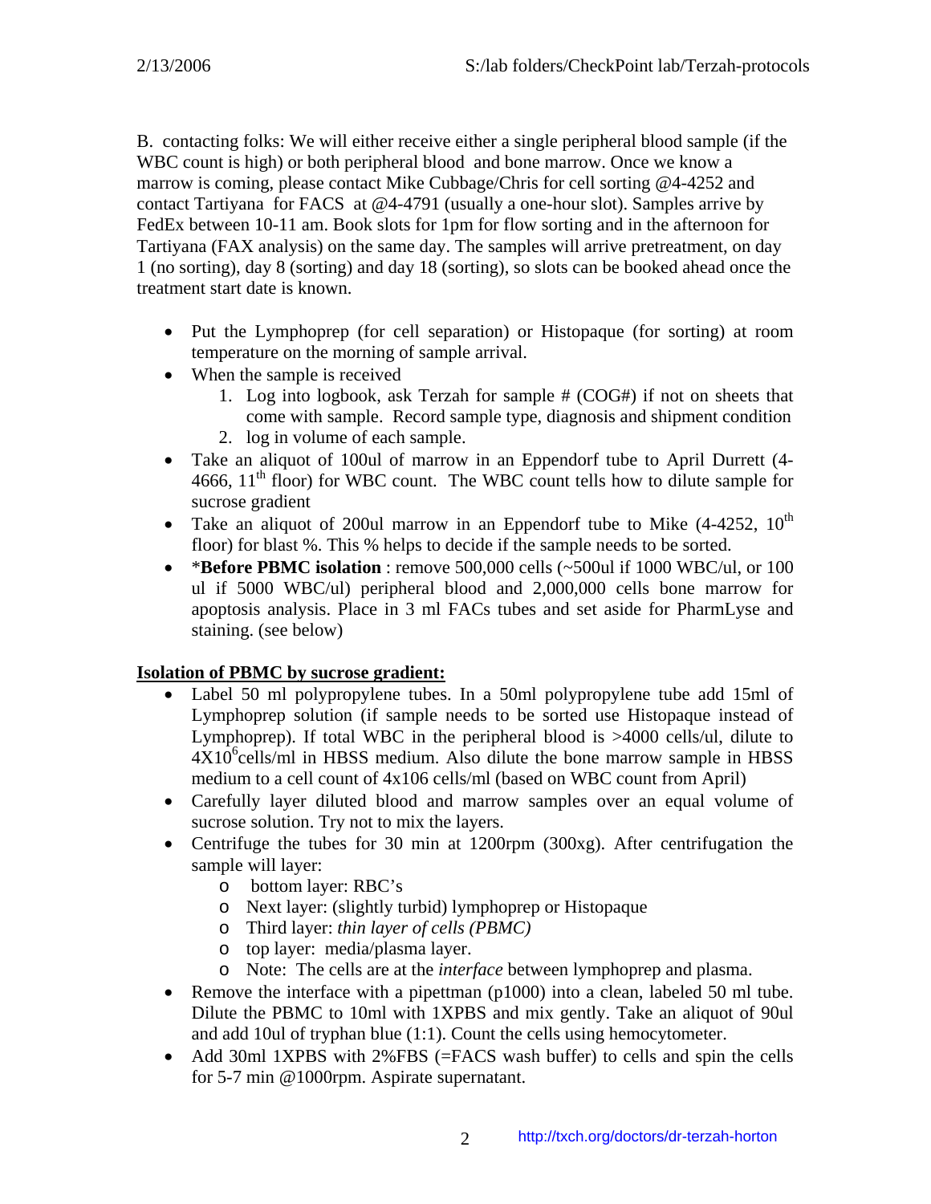B. contacting folks: We will either receive either a single peripheral blood sample (if the WBC count is high) or both peripheral blood and bone marrow. Once we know a marrow is coming, please contact Mike Cubbage/Chris for cell sorting @4-4252 and contact Tartiyana for FACS at @4-4791 (usually a one-hour slot). Samples arrive by FedEx between 10-11 am. Book slots for 1pm for flow sorting and in the afternoon for Tartiyana (FAX analysis) on the same day. The samples will arrive pretreatment, on day 1 (no sorting), day 8 (sorting) and day 18 (sorting), so slots can be booked ahead once the treatment start date is known.

- Put the Lymphoprep (for cell separation) or Histopaque (for sorting) at room temperature on the morning of sample arrival.
- When the sample is received
  1. Log into logbook, ask Terzah for sample # (COG#) if not on sheets that come with sample. Record sample type, diagnosis and shipment condition
  2. log in volume of each sample.
- Take an aliquot of 100ul of marrow in an Eppendorf tube to April Durrett (4-4666, 11th floor) for WBC count. The WBC count tells how to dilute sample for sucrose gradient
- Take an aliquot of 200ul marrow in an Eppendorf tube to Mike (4-4252, 10th floor) for blast %. This % helps to decide if the sample needs to be sorted.
- ***Before PBMC isolation** : remove 500,000 cells (~500ul if 1000 WBC/ul, or 100 ul if 5000 WBC/ul) peripheral blood and 2,000,000 cells bone marrow for apoptosis analysis. Place in 3 ml FACs tubes and set aside for PharmLyse and staining. (see below)

**Isolation of PBMC by sucrose gradient:**

- Label 50 ml polypropylene tubes. In a 50ml polypropylene tube add 15ml of Lymphoprep solution (if sample needs to be sorted use Histopaque instead of Lymphoprep). If total WBC in the peripheral blood is >4000 cells/ul, dilute to $4X10^6$cells/ml in HBSS medium. Also dilute the bone marrow sample in HBSS medium to a cell count of 4x106 cells/ml (based on WBC count from April)
- Carefully layer diluted blood and marrow samples over an equal volume of sucrose solution. Try not to mix the layers.
- Centrifuge the tubes for 30 min at 1200rpm (300xg). After centrifugation the sample will layer:
  - bottom layer: RBC's
  - Next layer: (slightly turbid) lymphoprep or Histopaque
  - Third layer: *thin layer of cells (PBMC)*
  - top layer: media/plasma layer.
  - Note: The cells are at the *interface* between lymphoprep and plasma.
- Remove the interface with a pipettman (p1000) into a clean, labeled 50 ml tube. Dilute the PBMC to 10ml with 1XPBS and mix gently. Take an aliquot of 90ul and add 10ul of tryphan blue (1:1). Count the cells using hemocytometer.
- Add 30ml 1XPBS with 2%FBS (=FACS wash buffer) to cells and spin the cells for 5-7 min @1000rpm. Aspirate supernatant.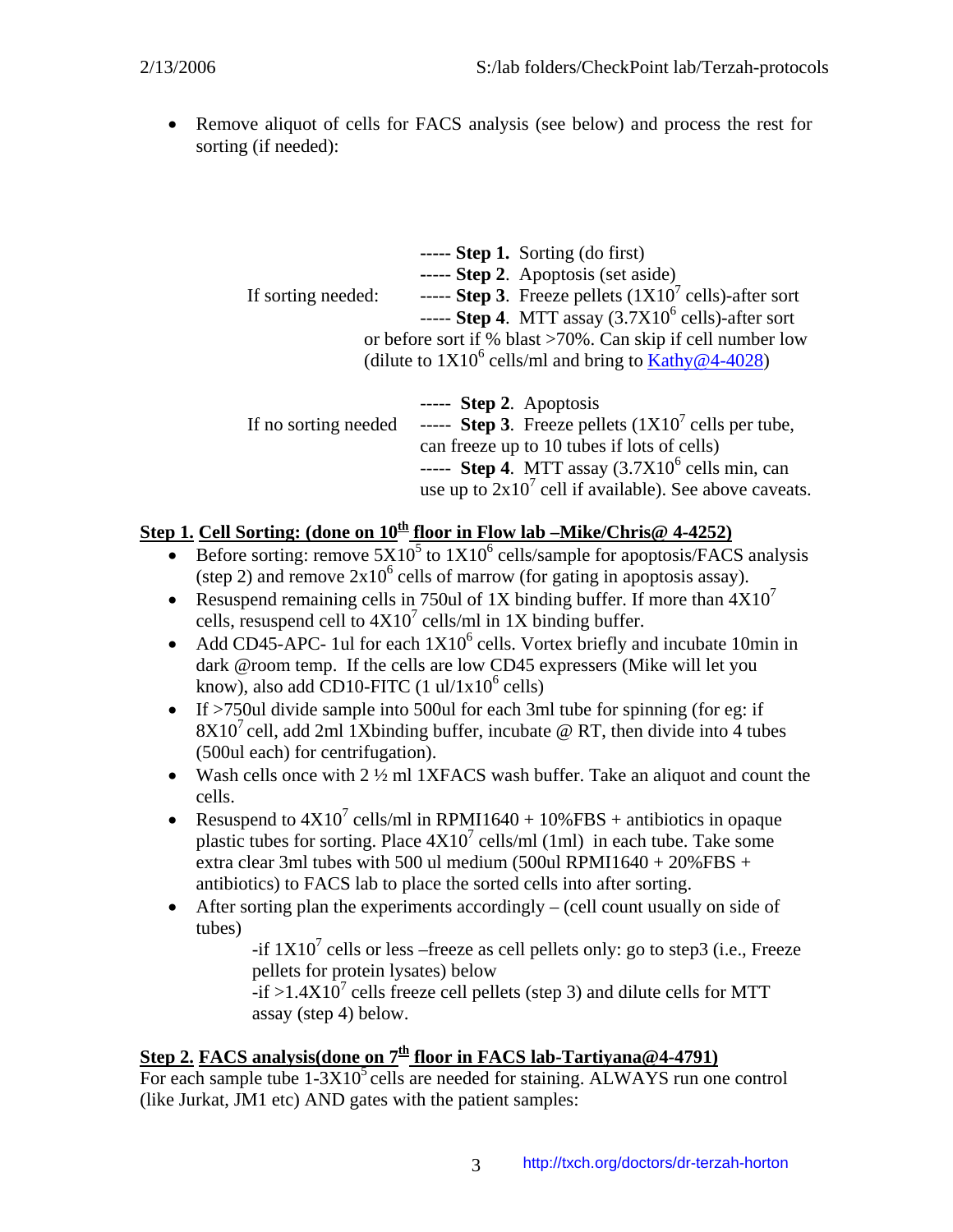- Remove aliquot of cells for FACS analysis (see below) and process the rest for sorting (if needed):

If sorting needed:

----- **Step 1.** Sorting (do first)
----- **Step 2**. Apoptosis (set aside)
----- **Step 3**. Freeze pellets ($1X10^7$ cells)-after sort
----- **Step 4**. MTT assay ($3.7X10^6$ cells)-after sort or before sort if % blast >70%. Can skip if cell number low (dilute to $1X10^6$ cells/ml and bring to Kathy@4-4028)

If no sorting needed

----- **Step 2**. Apoptosis
----- **Step 3**. Freeze pellets ($1X10^7$ cells per tube, can freeze up to 10 tubes if lots of cells)
----- **Step 4**. MTT assay ($3.7X10^6$ cells min, can use up to $2x10^7$ cell if available). See above caveats.

**Step 1. Cell Sorting: (done on 10th floor in Flow lab –Mike/Chris@ 4-4252)**

- Before sorting: remove $5X10^5$ to $1X10^6$ cells/sample for apoptosis/FACS analysis (step 2) and remove $2x10^6$ cells of marrow (for gating in apoptosis assay).
- Resuspend remaining cells in 750ul of 1X binding buffer. If more than $4X10^7$ cells, resuspend cell to $4X10^7$ cells/ml in 1X binding buffer.
- Add CD45-APC- 1ul for each $1X10^6$ cells. Vortex briefly and incubate 10min in dark @room temp. If the cells are low CD45 expressers (Mike will let you know), also add CD10-FITC (1 ul/$1x10^6$ cells)
- If >750ul divide sample into 500ul for each 3ml tube for spinning (for eg: if $8X10^7$ cell, add 2ml 1Xbinding buffer, incubate @ RT, then divide into 4 tubes (500ul each) for centrifugation).
- Wash cells once with 2 ½ ml 1XFACS wash buffer. Take an aliquot and count the cells.
- Resuspend to $4X10^7$ cells/ml in RPMI1640 + 10%FBS + antibiotics in opaque plastic tubes for sorting. Place $4X10^7$ cells/ml (1ml) in each tube. Take some extra clear 3ml tubes with 500 ul medium (500ul RPMI1640 + 20%FBS + antibiotics) to FACS lab to place the sorted cells into after sorting.
- After sorting plan the experiments accordingly – (cell count usually on side of tubes)

  -if $1X10^7$ cells or less –freeze as cell pellets only: go to step3 (i.e., Freeze pellets for protein lysates) below
  -if >$1.4X10^7$ cells freeze cell pellets (step 3) and dilute cells for MTT assay (step 4) below.

**Step 2. FACS analysis(done on 7th floor in FACS lab-Tartiyana@4-4791)**

For each sample tube 1-$3X10^5$ cells are needed for staining. ALWAYS run one control (like Jurkat, JM1 etc) AND gates with the patient samples: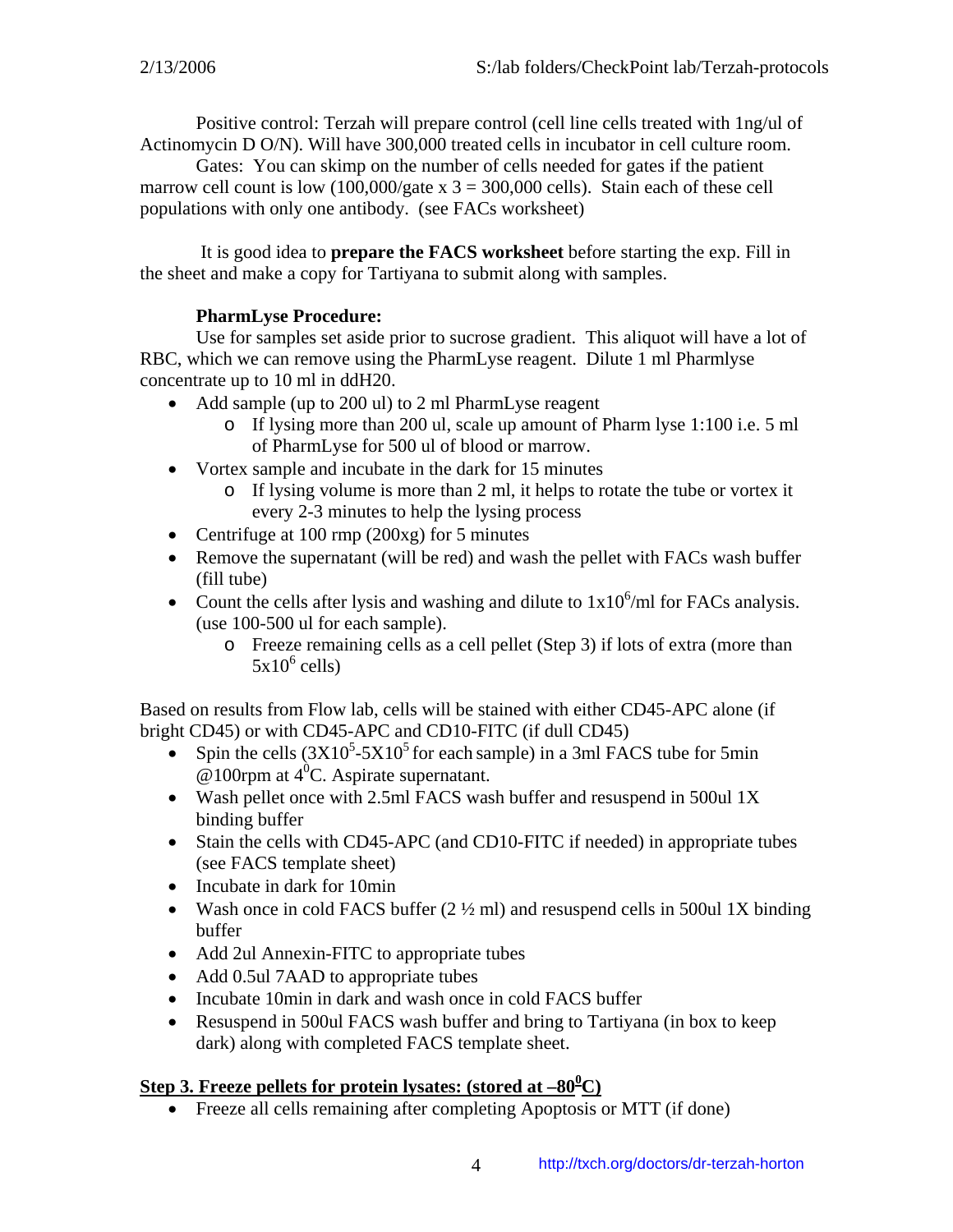Positive control: Terzah will prepare control (cell line cells treated with 1ng/ul of Actinomycin D O/N). Will have 300,000 treated cells in incubator in cell culture room.

Gates: You can skimp on the number of cells needed for gates if the patient marrow cell count is low (100,000/gate x 3 = 300,000 cells). Stain each of these cell populations with only one antibody. (see FACs worksheet)

It is good idea to **prepare the FACS worksheet** before starting the exp. Fill in the sheet and make a copy for Tartiyana to submit along with samples.

**PharmLyse Procedure:**

Use for samples set aside prior to sucrose gradient. This aliquot will have a lot of RBC, which we can remove using the PharmLyse reagent. Dilute 1 ml Pharmlyse concentrate up to 10 ml in ddH20.

- Add sample (up to 200 ul) to 2 ml PharmLyse reagent
  - If lysing more than 200 ul, scale up amount of Pharm lyse 1:100 i.e. 5 ml of PharmLyse for 500 ul of blood or marrow.
- Vortex sample and incubate in the dark for 15 minutes
  - If lysing volume is more than 2 ml, it helps to rotate the tube or vortex it every 2-3 minutes to help the lysing process
- Centrifuge at 100 rmp (200xg) for 5 minutes
- Remove the supernatant (will be red) and wash the pellet with FACs wash buffer (fill tube)
- Count the cells after lysis and washing and dilute to $1x10^6$/ml for FACs analysis. (use 100-500 ul for each sample).
  - Freeze remaining cells as a cell pellet (Step 3) if lots of extra (more than $5x10^6$ cells)

Based on results from Flow lab, cells will be stained with either CD45-APC alone (if bright CD45) or with CD45-APC and CD10-FITC (if dull CD45)

- Spin the cells ($3X10^5$-$5X10^5$ for each sample) in a 3ml FACS tube for 5min @100rpm at $4^0$C. Aspirate supernatant.
- Wash pellet once with 2.5ml FACS wash buffer and resuspend in 500ul 1X binding buffer
- Stain the cells with CD45-APC (and CD10-FITC if needed) in appropriate tubes (see FACS template sheet)
- Incubate in dark for 10min
- Wash once in cold FACS buffer (2 ½ ml) and resuspend cells in 500ul 1X binding buffer
- Add 2ul Annexin-FITC to appropriate tubes
- Add 0.5ul 7AAD to appropriate tubes
- Incubate 10min in dark and wash once in cold FACS buffer
- Resuspend in 500ul FACS wash buffer and bring to Tartiyana (in box to keep dark) along with completed FACS template sheet.

**Step 3. Freeze pellets for protein lysates: (stored at $-80^0$C)**

- Freeze all cells remaining after completing Apoptosis or MTT (if done)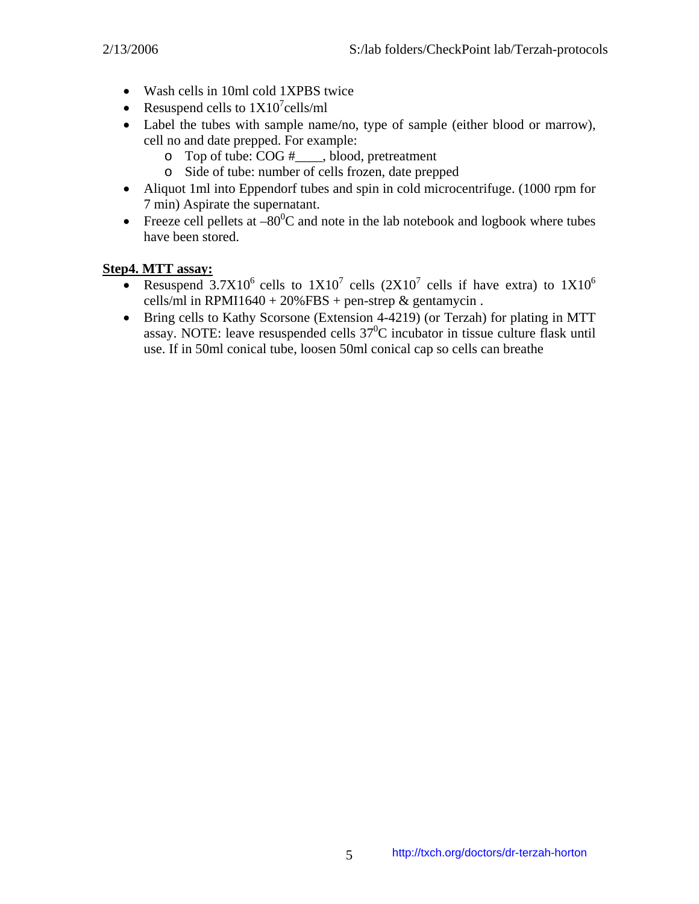- Wash cells in 10ml cold 1XPBS twice
- Resuspend cells to $1X10^7$cells/ml
- Label the tubes with sample name/no, type of sample (either blood or marrow), cell no and date prepped. For example:
  - Top of tube: COG #____, blood, pretreatment
  - Side of tube: number of cells frozen, date prepped
- Aliquot 1ml into Eppendorf tubes and spin in cold microcentrifuge. (1000 rpm for 7 min) Aspirate the supernatant.
- Freeze cell pellets at $–80^0$C and note in the lab notebook and logbook where tubes have been stored.

**Step4. MTT assay:**

- Resuspend $3.7X10^6$ cells to $1X10^7$ cells ($2X10^7$ cells if have extra) to $1X10^6$ cells/ml in RPMI1640 + 20%FBS + pen-strep & gentamycin .
- Bring cells to Kathy Scorsone (Extension 4-4219) (or Terzah) for plating in MTT assay. NOTE: leave resuspended cells $37^0$C incubator in tissue culture flask until use. If in 50ml conical tube, loosen 50ml conical cap so cells can breathe

http://txch.org/doctors/dr-terzah-horton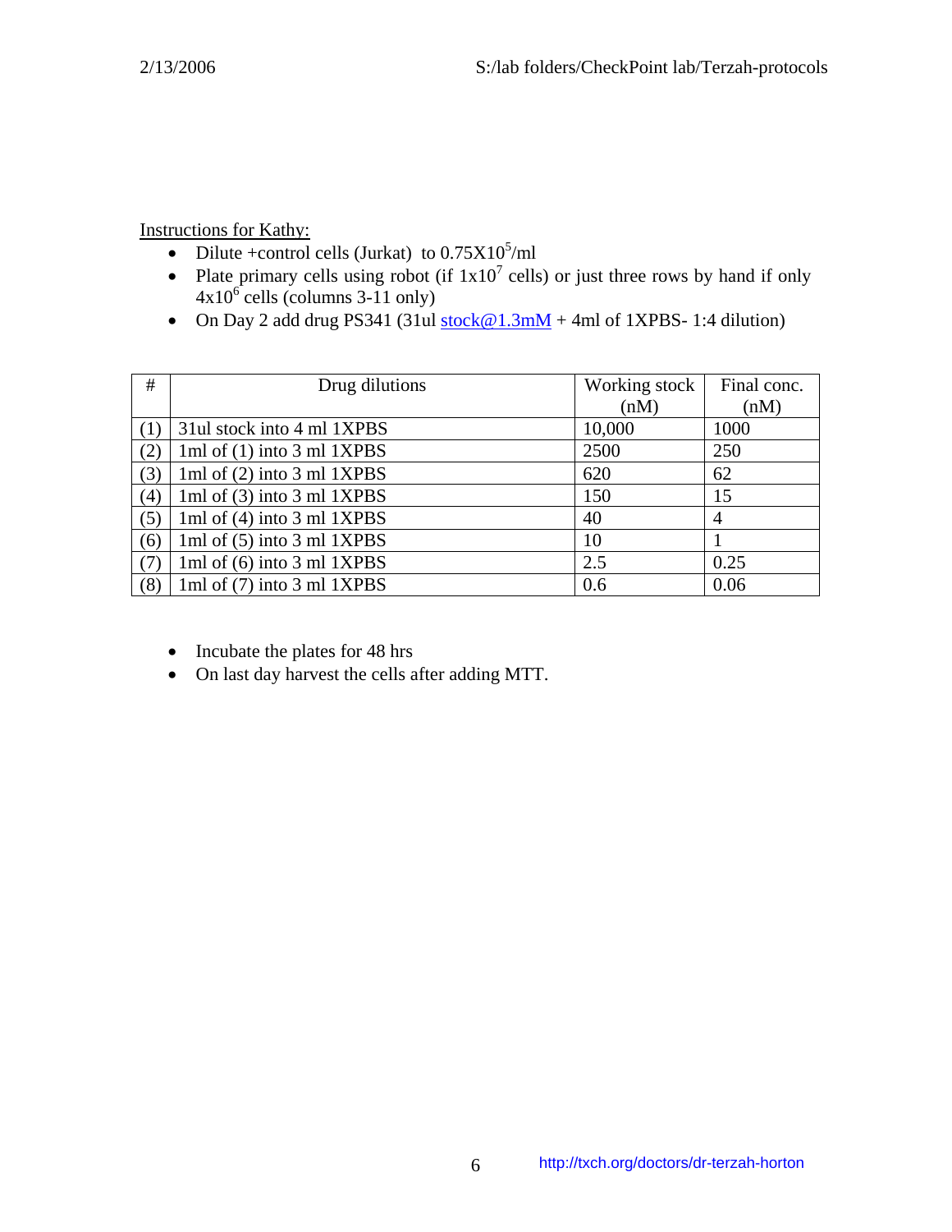Instructions for Kathy:

- Dilute +control cells (Jurkat) to $0.75X10^5$/ml
- Plate primary cells using robot (if $1x10^7$ cells) or just three rows by hand if only $4x10^6$ cells (columns 3-11 only)
- On Day 2 add drug PS341 (31ul stock@1.3mM + 4ml of 1XPBS- 1:4 dilution)

| # | Drug dilutions | Working stock (nM) | Final conc. (nM) |
|---|---|---|---|
| (1) | 31ul stock into 4 ml 1XPBS | 10,000 | 1000 |
| (2) | 1ml of (1) into 3 ml 1XPBS | 2500 | 250 |
| (3) | 1ml of (2) into 3 ml 1XPBS | 620 | 62 |
| (4) | 1ml of (3) into 3 ml 1XPBS | 150 | 15 |
| (5) | 1ml of (4) into 3 ml 1XPBS | 40 | 4 |
| (6) | 1ml of (5) into 3 ml 1XPBS | 10 | 1 |
| (7) | 1ml of (6) into 3 ml 1XPBS | 2.5 | 0.25 |
| (8) | 1ml of (7) into 3 ml 1XPBS | 0.6 | 0.06 |

- Incubate the plates for 48 hrs
- On last day harvest the cells after adding MTT.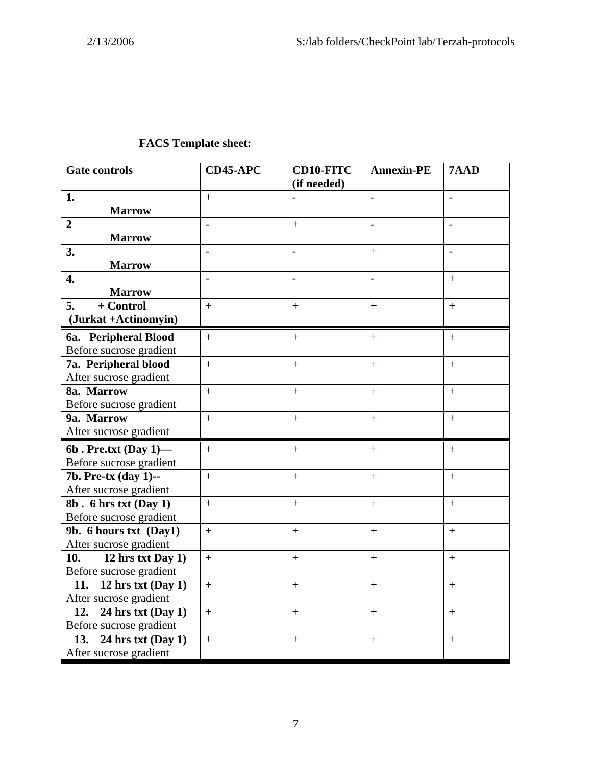**FACS Template sheet:**

| Gate controls | CD45-APC | CD10-FITC (if needed) | Annexin-PE | 7AAD |
|---|---|---|---|---|
| **1. Marrow** | + | - | - | - |
| **2 Marrow** | - | + | - | - |
| **3. Marrow** | - | - | + | - |
| **4. Marrow** | - | - | - | + |
| **5. + Control (Jurkat +Actinomyin)** | + | + | + | + |
| **6a. Peripheral Blood** Before sucrose gradient | + | + | + | + |
| **7a. Peripheral blood** After sucrose gradient | + | + | + | + |
| **8a. Marrow** Before sucrose gradient | + | + | + | + |
| **9a. Marrow** After sucrose gradient | + | + | + | + |
| **6b . Pre.txt (Day 1)—** Before sucrose gradient | + | + | + | + |
| **7b. Pre-tx (day 1)--** After sucrose gradient | + | + | + | + |
| **8b . 6 hrs txt (Day 1)** Before sucrose gradient | + | + | + | + |
| **9b. 6 hours txt (Day1)** After sucrose gradient | + | + | + | + |
| **10. 12 hrs txt Day 1)** Before sucrose gradient | + | + | + | + |
| **11. 12 hrs txt (Day 1)** After sucrose gradient | + | + | + | + |
| **12. 24 hrs txt (Day 1)** Before sucrose gradient | + | + | + | + |
| **13. 24 hrs txt (Day 1)** After sucrose gradient | + | + | + | + |